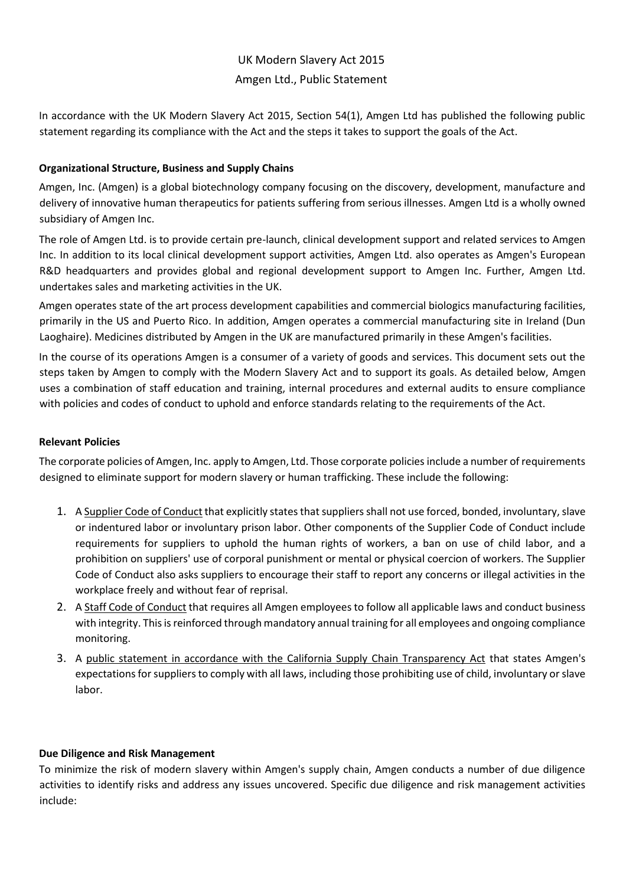# UK Modern Slavery Act 2015
## Amgen Ltd., Public Statement

In accordance with the UK Modern Slavery Act 2015, Section 54(1), Amgen Ltd has published the following public statement regarding its compliance with the Act and the steps it takes to support the goals of the Act.

### Organizational Structure, Business and Supply Chains

Amgen, Inc. (Amgen) is a global biotechnology company focusing on the discovery, development, manufacture and delivery of innovative human therapeutics for patients suffering from serious illnesses. Amgen Ltd is a wholly owned subsidiary of Amgen Inc.

The role of Amgen Ltd. is to provide certain pre-launch, clinical development support and related services to Amgen Inc. In addition to its local clinical development support activities, Amgen Ltd. also operates as Amgen's European R&D headquarters and provides global and regional development support to Amgen Inc. Further, Amgen Ltd. undertakes sales and marketing activities in the UK.

Amgen operates state of the art process development capabilities and commercial biologics manufacturing facilities, primarily in the US and Puerto Rico. In addition, Amgen operates a commercial manufacturing site in Ireland (Dun Laoghaire). Medicines distributed by Amgen in the UK are manufactured primarily in these Amgen's facilities.

In the course of its operations Amgen is a consumer of a variety of goods and services. This document sets out the steps taken by Amgen to comply with the Modern Slavery Act and to support its goals. As detailed below, Amgen uses a combination of staff education and training, internal procedures and external audits to ensure compliance with policies and codes of conduct to uphold and enforce standards relating to the requirements of the Act.

### Relevant Policies

The corporate policies of Amgen, Inc. apply to Amgen, Ltd. Those corporate policies include a number of requirements designed to eliminate support for modern slavery or human trafficking. These include the following:

1. A Supplier Code of Conduct that explicitly states that suppliers shall not use forced, bonded, involuntary, slave or indentured labor or involuntary prison labor. Other components of the Supplier Code of Conduct include requirements for suppliers to uphold the human rights of workers, a ban on use of child labor, and a prohibition on suppliers' use of corporal punishment or mental or physical coercion of workers. The Supplier Code of Conduct also asks suppliers to encourage their staff to report any concerns or illegal activities in the workplace freely and without fear of reprisal.
2. A Staff Code of Conduct that requires all Amgen employees to follow all applicable laws and conduct business with integrity. This is reinforced through mandatory annual training for all employees and ongoing compliance monitoring.
3. A public statement in accordance with the California Supply Chain Transparency Act that states Amgen's expectations for suppliers to comply with all laws, including those prohibiting use of child, involuntary or slave labor.

### Due Diligence and Risk Management

To minimize the risk of modern slavery within Amgen's supply chain, Amgen conducts a number of due diligence activities to identify risks and address any issues uncovered. Specific due diligence and risk management activities include: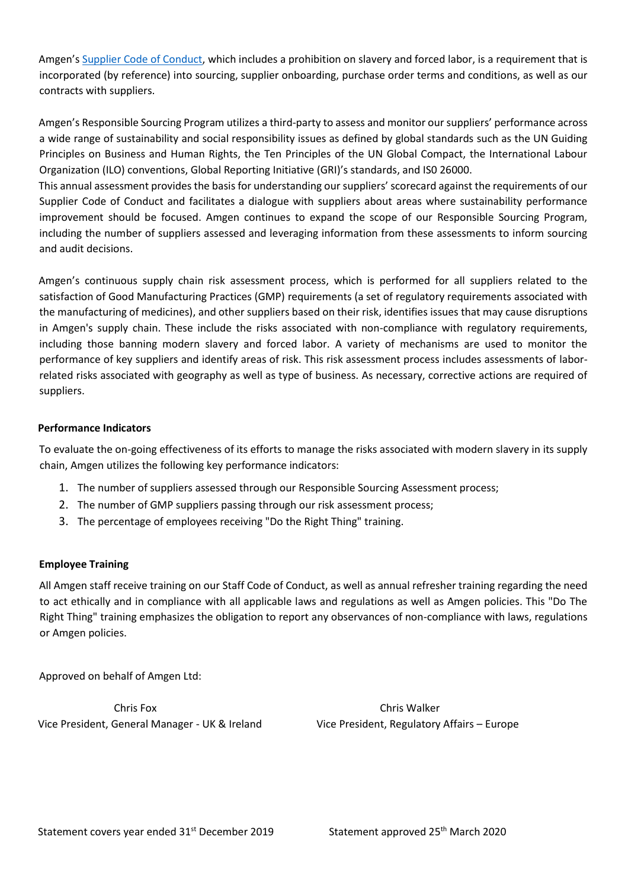Amgen's [Supplier Code of Conduct](), which includes a prohibition on slavery and forced labor, is a requirement that is incorporated (by reference) into sourcing, supplier onboarding, purchase order terms and conditions, as well as our contracts with suppliers.

Amgen's Responsible Sourcing Program utilizes a third-party to assess and monitor our suppliers' performance across a wide range of sustainability and social responsibility issues as defined by global standards such as the UN Guiding Principles on Business and Human Rights, the Ten Principles of the UN Global Compact, the International Labour Organization (ILO) conventions, Global Reporting Initiative (GRI)'s standards, and IS0 26000.

This annual assessment provides the basis for understanding our suppliers' scorecard against the requirements of our Supplier Code of Conduct and facilitates a dialogue with suppliers about areas where sustainability performance improvement should be focused. Amgen continues to expand the scope of our Responsible Sourcing Program, including the number of suppliers assessed and leveraging information from these assessments to inform sourcing and audit decisions.

Amgen's continuous supply chain risk assessment process, which is performed for all suppliers related to the satisfaction of Good Manufacturing Practices (GMP) requirements (a set of regulatory requirements associated with the manufacturing of medicines), and other suppliers based on their risk, identifies issues that may cause disruptions in Amgen's supply chain. These include the risks associated with non-compliance with regulatory requirements, including those banning modern slavery and forced labor. A variety of mechanisms are used to monitor the performance of key suppliers and identify areas of risk. This risk assessment process includes assessments of labor-related risks associated with geography as well as type of business. As necessary, corrective actions are required of suppliers.

**Performance Indicators**

To evaluate the on-going effectiveness of its efforts to manage the risks associated with modern slavery in its supply chain, Amgen utilizes the following key performance indicators:

1. The number of suppliers assessed through our Responsible Sourcing Assessment process;
2. The number of GMP suppliers passing through our risk assessment process;
3. The percentage of employees receiving "Do the Right Thing" training.

**Employee Training**

All Amgen staff receive training on our Staff Code of Conduct, as well as annual refresher training regarding the need to act ethically and in compliance with all applicable laws and regulations as well as Amgen policies. This "Do The Right Thing" training emphasizes the obligation to report any observances of non-compliance with laws, regulations or Amgen policies.

Approved on behalf of Amgen Ltd:

Chris Fox
Vice President, General Manager - UK & Ireland

Chris Walker
Vice President, Regulatory Affairs – Europe

Statement covers year ended 31st December 2019

Statement approved 25th March 2020